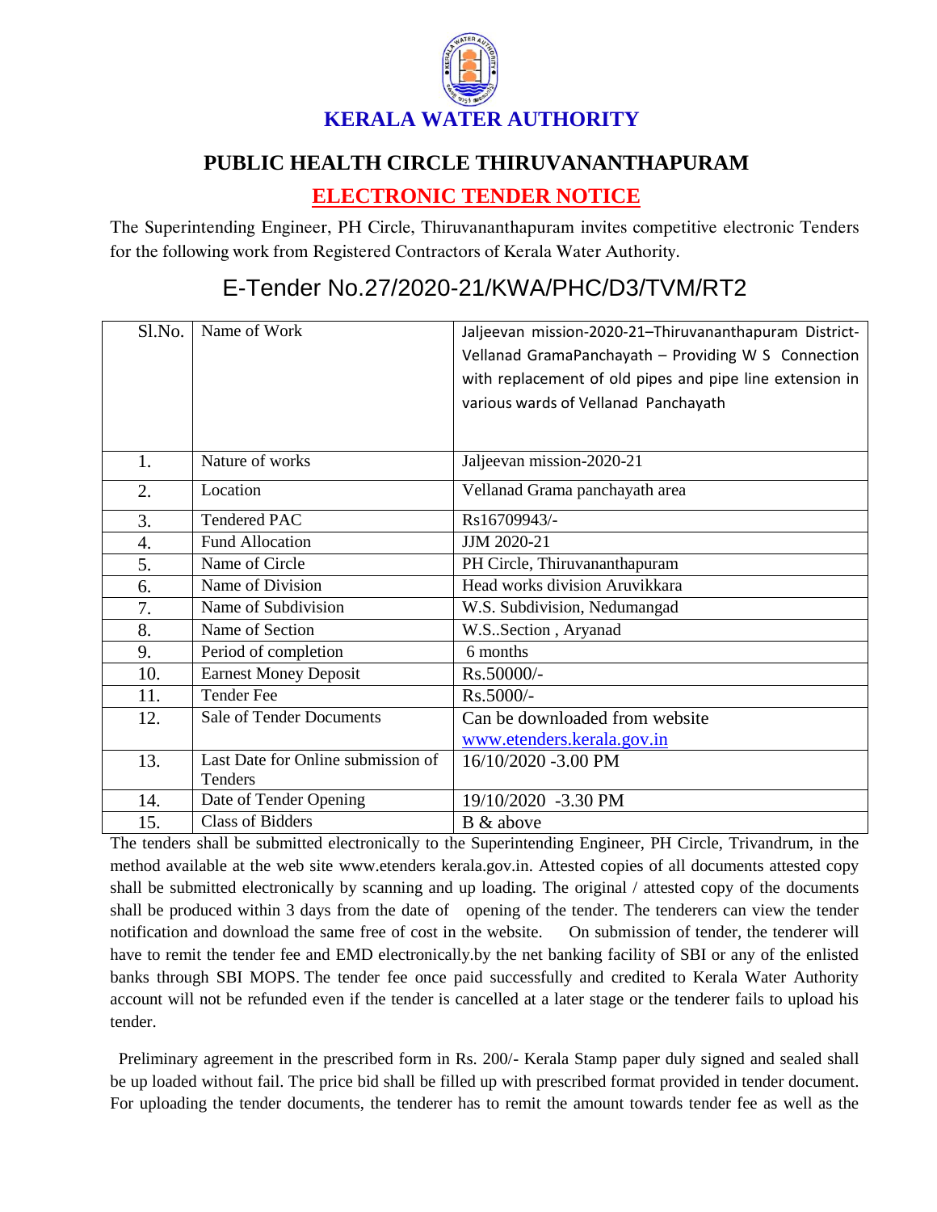# KERALA WATER AUTHORITY

## PUBLIC HEALTH CIRCLE THIRUVANANTHAPURAM

## ELECTRONIC TENDER NOTICE

The Superintending Engineer, PH Circle, Thiruvananthapuram invites competitive electronic Tenders for the following work from Registered Contractors of Kerala Water Authority.

## E-Tender No.27/2020-21/KWA/PHC/D3/TVM/RT2

| Sl.No. | Name of Work | Jaljeevan mission-2020-21–Thiruvananthapuram District- Vellanad GramaPanchayath – Providing W S Connection with replacement of old pipes and pipe line extension in various wards of Vellanad Panchayath |
|---|---|---|
| 1. | Nature of works | Jaljeevan mission-2020-21 |
| 2. | Location | Vellanad Grama panchayath area |
| 3. | Tendered PAC | Rs16709943/- |
| 4. | Fund Allocation | JJM 2020-21 |
| 5. | Name of Circle | PH Circle, Thiruvananthapuram |
| 6. | Name of Division | Head works division Aruvikkara |
| 7. | Name of Subdivision | W.S. Subdivision, Nedumangad |
| 8. | Name of Section | W.S..Section , Aryanad |
| 9. | Period of completion | 6 months |
| 10. | Earnest Money Deposit | Rs.50000/- |
| 11. | Tender Fee | Rs.5000/- |
| 12. | Sale of Tender Documents | Can be downloaded from website www.etenders.kerala.gov.in |
| 13. | Last Date for Online submission of Tenders | 16/10/2020 -3.00 PM |
| 14. | Date of Tender Opening | 19/10/2020 -3.30 PM |
| 15. | Class of Bidders | B & above |

The tenders shall be submitted electronically to the Superintending Engineer, PH Circle, Trivandrum, in the method available at the web site www.etenders kerala.gov.in. Attested copies of all documents attested copy shall be submitted electronically by scanning and up loading. The original / attested copy of the documents shall be produced within 3 days from the date of opening of the tender. The tenderers can view the tender notification and download the same free of cost in the website. On submission of tender, the tenderer will have to remit the tender fee and EMD electronically.by the net banking facility of SBI or any of the enlisted banks through SBI MOPS. The tender fee once paid successfully and credited to Kerala Water Authority account will not be refunded even if the tender is cancelled at a later stage or the tenderer fails to upload his tender.

Preliminary agreement in the prescribed form in Rs. 200/- Kerala Stamp paper duly signed and sealed shall be up loaded without fail. The price bid shall be filled up with prescribed format provided in tender document. For uploading the tender documents, the tenderer has to remit the amount towards tender fee as well as the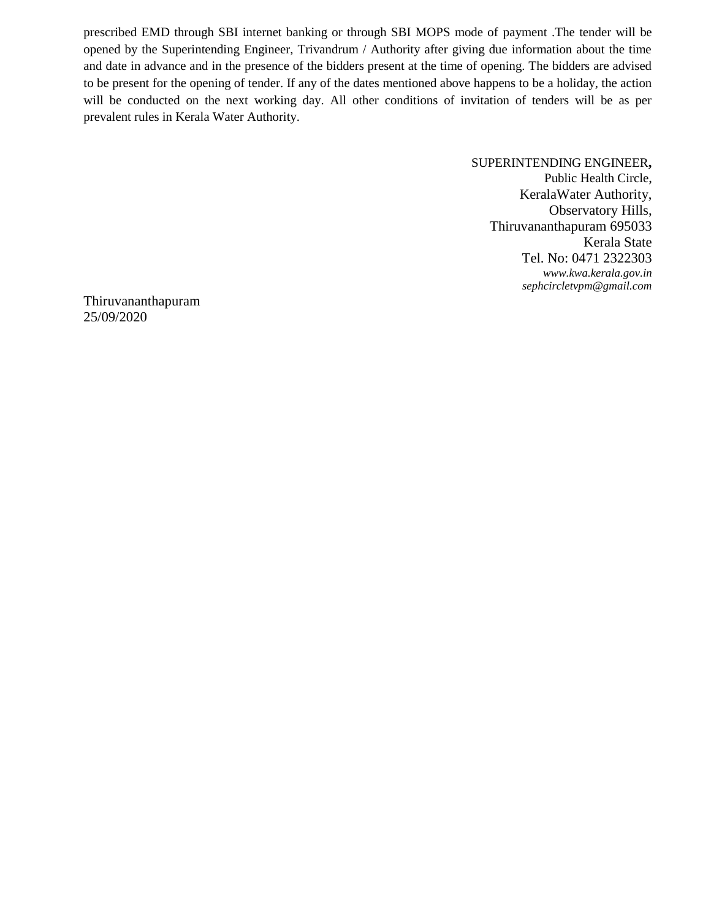prescribed EMD through SBI internet banking or through SBI MOPS mode of payment .The tender will be opened by the Superintending Engineer, Trivandrum / Authority after giving due information about the time and date in advance and in the presence of the bidders present at the time of opening. The bidders are advised to be present for the opening of tender. If any of the dates mentioned above happens to be a holiday, the action will be conducted on the next working day. All other conditions of invitation of tenders will be as per prevalent rules in Kerala Water Authority.

SUPERINTENDING ENGINEER,
Public Health Circle,
KeralaWater Authority,
Observatory Hills,
Thiruvananthapuram 695033
Kerala State
Tel. No: 0471 2322303
*www.kwa.kerala.gov.in*
*sephcircletvpm@gmail.com*

Thiruvananthapuram
25/09/2020